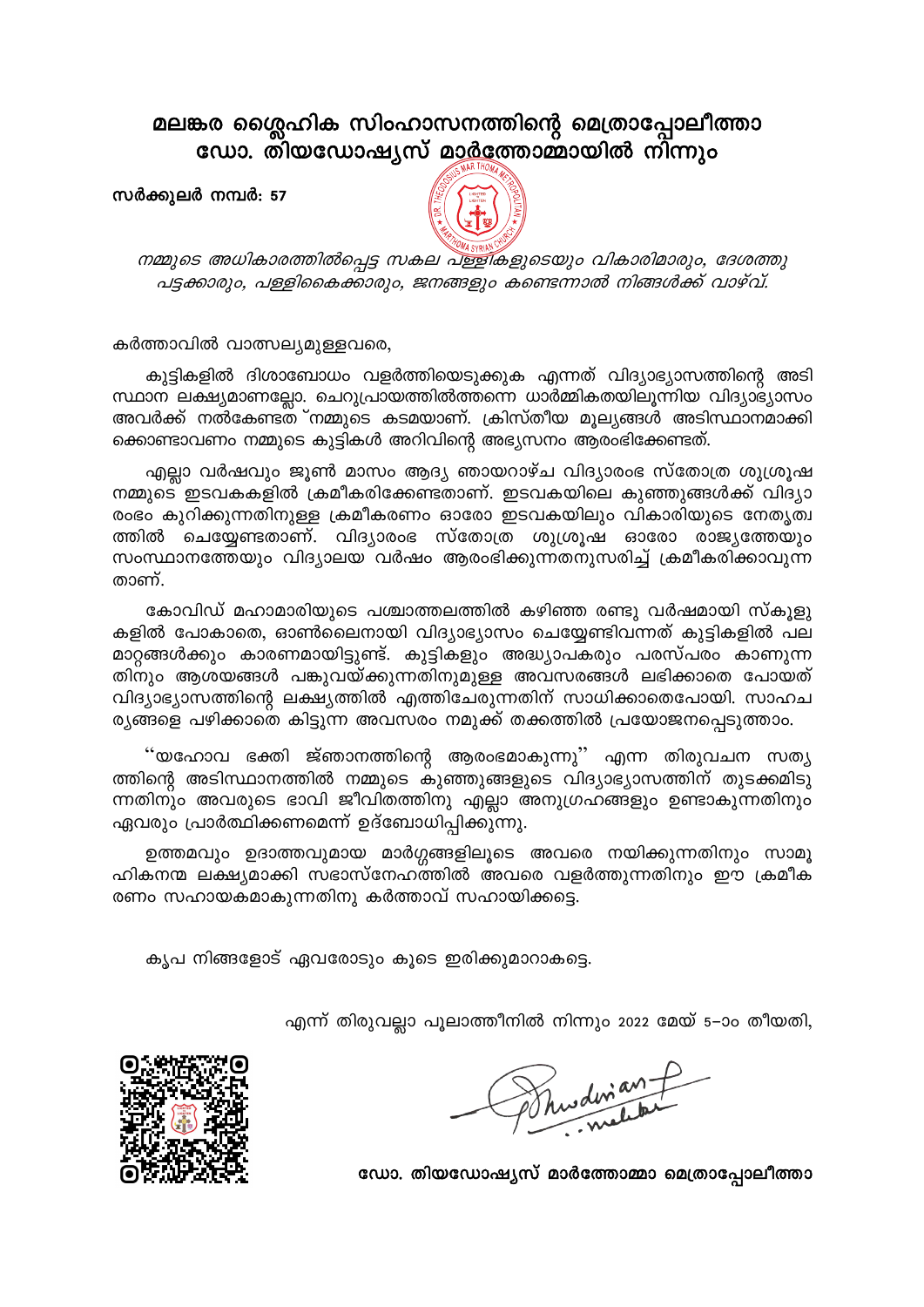# മലങ്കര ശ്ലൈഹിക സിംഹാസനത്തിന്റെ മെത്രാപ്പോലീത്താ ഡോ. തിയഡോഷ്യസ് മാർത്തോമ്മായിൽ നിന്നും

**സർക്കുലർ നമ്പർ: 57**

*നമ്മുടെ അധികാരത്തിൽപ്പെട്ട സകല പള്ളികളുടെയും വികാരിമാരും, ദേശത്തു പട്ടക്കാരും, പള്ളികൈക്കാരും, ജനങ്ങളും കണ്ടെന്നാൽ നിങ്ങൾക്ക് വാഴ്വ്.*

കർത്താവിൽ വാത്സല്യമുള്ളവരെ,

കുട്ടികളിൽ ദിശാബോധം വളർത്തിയെടുക്കുക എന്നത് വിദ്യാഭ്യാസത്തിന്റെ അടിസ്ഥാന ലക്ഷ്യമാണല്ലോ. ചെറുപ്രായത്തിൽത്തന്നെ ധാർമ്മികതയിലൂന്നിയ വിദ്യാഭ്യാസം അവർക്ക് നൽകേണ്ടത് നമ്മുടെ കടമയാണ്. ക്രിസ്തീയ മൂല്യങ്ങൾ അടിസ്ഥാനമാക്കിക്കൊണ്ടാവണം നമ്മുടെ കുട്ടികൾ അറിവിന്റെ അഭ്യസനം ആരംഭിക്കേണ്ടത്.

എല്ലാ വർഷവും ജൂൺ മാസം ആദ്യ ഞായറാഴ്ച വിദ്യാരംഭ സ്തോത്ര ശുശ്രൂഷ നമ്മുടെ ഇടവകകളിൽ ക്രമീകരിക്കേണ്ടതാണ്. ഇടവകയിലെ കുഞ്ഞുങ്ങൾക്ക് വിദ്യാരംഭം കുറിക്കുന്നതിനുള്ള ക്രമീകരണം ഓരോ ഇടവകയിലും വികാരിയുടെ നേതൃത്വത്തിൽ ചെയ്യേണ്ടതാണ്. വിദ്യാരംഭ സ്തോത്ര ശുശ്രൂഷ ഓരോ രാജ്യത്തേയും സംസ്ഥാനത്തേയും വിദ്യാലയ വർഷം ആരംഭിക്കുന്നതനുസരിച്ച് ക്രമീകരിക്കാവുന്നതാണ്.

കോവിഡ് മഹാമാരിയുടെ പശ്ചാത്തലത്തിൽ കഴിഞ്ഞ രണ്ടു വർഷമായി സ്കൂളുകളിൽ പോകാതെ, ഓൺലൈനായി വിദ്യാഭ്യാസം ചെയ്യേണ്ടിവന്നത് കുട്ടികളിൽ പല മാറ്റങ്ങൾക്കും കാരണമായിട്ടുണ്ട്. കുട്ടികളും അദ്ധ്യാപകരും പരസ്പരം കാണുന്നതിനും ആശയങ്ങൾ പങ്കുവയ്ക്കുന്നതിനുമുള്ള അവസരങ്ങൾ ലഭിക്കാതെ പോയത് വിദ്യാഭ്യാസത്തിന്റെ ലക്ഷ്യത്തിൽ എത്തിചേരുന്നതിന് സാധിക്കാതെപോയി. സാഹചര്യങ്ങളെ പഴിക്കാതെ കിട്ടുന്ന അവസരം നമുക്ക് തക്കത്തിൽ പ്രയോജനപ്പെടുത്താം.

"യഹോവ ഭക്തി ജ്ഞാനത്തിന്റെ ആരംഭമാകുന്നു" എന്ന തിരുവചന സത്യത്തിന്റെ അടിസ്ഥാനത്തിൽ നമ്മുടെ കുഞ്ഞുങ്ങളുടെ വിദ്യാഭ്യാസത്തിന് തുടക്കമിടുന്നതിനും അവരുടെ ഭാവി ജീവിതത്തിനു എല്ലാ അനുഗ്രഹങ്ങളും ഉണ്ടാകുന്നതിനും ഏവരും പ്രാർത്ഥിക്കണമെന്ന് ഉദ്ബോധിപ്പിക്കുന്നു.

ഉത്തമവും ഉദാത്തവുമായ മാർഗ്ഗങ്ങളിലൂടെ അവരെ നയിക്കുന്നതിനും സാമൂഹികനന്മ ലക്ഷ്യമാക്കി സഭാസ്നേഹത്തിൽ അവരെ വളർത്തുന്നതിനും ഈ ക്രമീകരണം സഹായകമാകുന്നതിനു കർത്താവ് സഹായിക്കട്ടെ.

കൃപ നിങ്ങളോട് ഏവരോടും കൂടെ ഇരിക്കുമാറാകട്ടെ.

എന്ന് തിരുവല്ലാ പൂലാത്തീനിൽ നിന്നും 2022 മേയ് 5–ാം തീയതി,

ഡോ. തിയഡോഷ്യസ് മാർത്തോമ്മാ മെത്രാപ്പോലീത്താ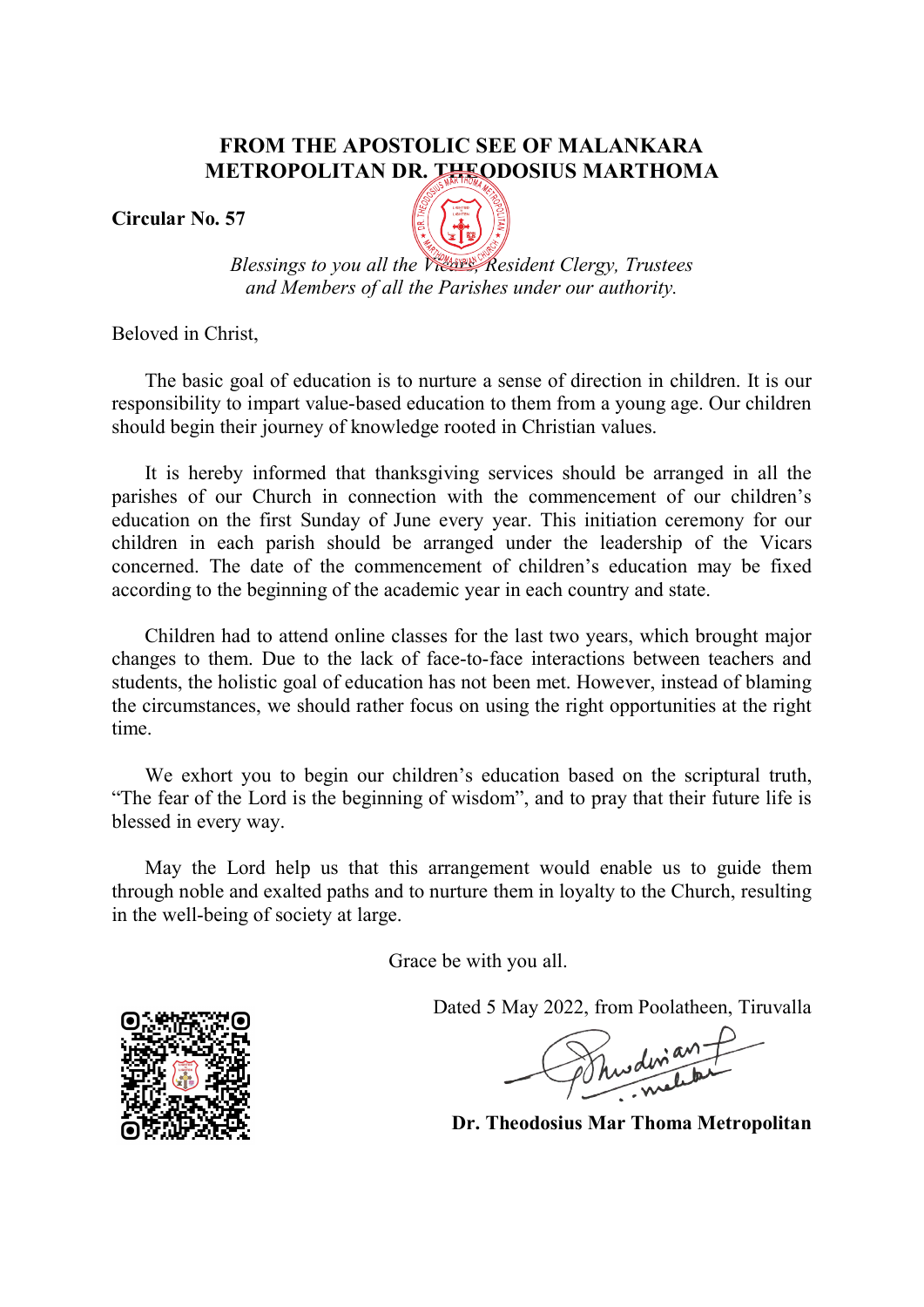**FROM THE APOSTOLIC SEE OF MALANKARA METROPOLITAN DR. THEODOSIUS MARTHOMA**

**Circular No. 57**

*Blessings to you all the Vicars, Resident Clergy, Trustees and Members of all the Parishes under our authority.*

Beloved in Christ,

The basic goal of education is to nurture a sense of direction in children. It is our responsibility to impart value-based education to them from a young age. Our children should begin their journey of knowledge rooted in Christian values.

It is hereby informed that thanksgiving services should be arranged in all the parishes of our Church in connection with the commencement of our children's education on the first Sunday of June every year. This initiation ceremony for our children in each parish should be arranged under the leadership of the Vicars concerned. The date of the commencement of children's education may be fixed according to the beginning of the academic year in each country and state.

Children had to attend online classes for the last two years, which brought major changes to them. Due to the lack of face-to-face interactions between teachers and students, the holistic goal of education has not been met. However, instead of blaming the circumstances, we should rather focus on using the right opportunities at the right time.

We exhort you to begin our children's education based on the scriptural truth, "The fear of the Lord is the beginning of wisdom", and to pray that their future life is blessed in every way.

May the Lord help us that this arrangement would enable us to guide them through noble and exalted paths and to nurture them in loyalty to the Church, resulting in the well-being of society at large.

Grace be with you all.

Dated 5 May 2022, from Poolatheen, Tiruvalla

**Dr. Theodosius Mar Thoma Metropolitan**